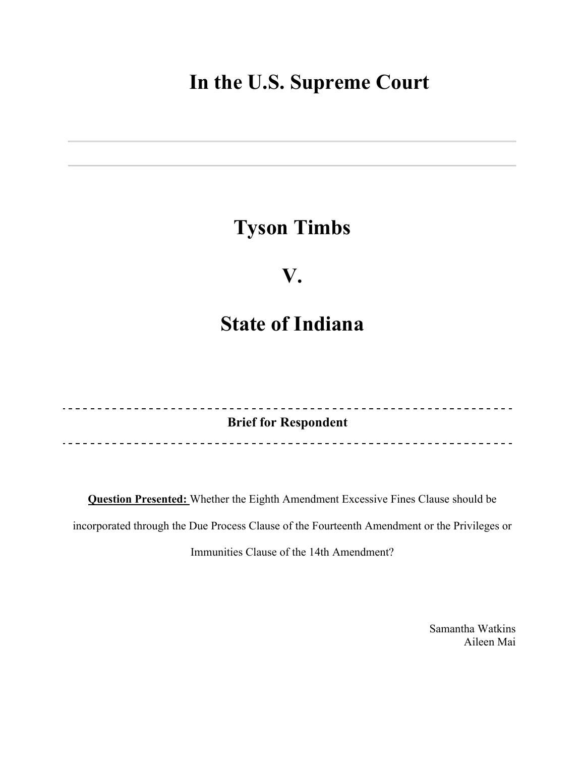# In the U.S. Supreme Court

---

---

# Tyson Timbs

# V.

# State of Indiana

---

**Brief for Respondent**

---

**Question Presented:** Whether the Eighth Amendment Excessive Fines Clause should be incorporated through the Due Process Clause of the Fourteenth Amendment or the Privileges or Immunities Clause of the 14th Amendment?

Samantha Watkins
Aileen Mai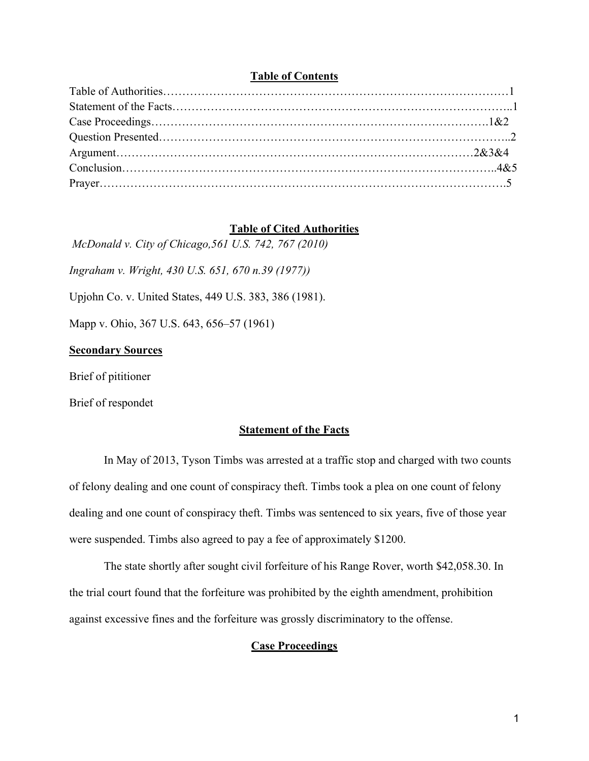## Table of Contents

Table of Authorities……………………………………………………………………………1
Statement of the Facts…………………………………………………………………………..1
Case Proceedings……………………………………………………………………………1&2
Question Presented……………………………………………………………………………..2
Argument……………………………………………………………………………2&3&4
Conclusion…………………………………………………………………………………..4&5
Prayer…………………………………………………………………………………………….5

## Table of Cited Authorities

*McDonald v. City of Chicago,561 U.S. 742, 767 (2010)*

*Ingraham v. Wright, 430 U.S. 651, 670 n.39 (1977))*

Upjohn Co. v. United States, 449 U.S. 383, 386 (1981).

Mapp v. Ohio, 367 U.S. 643, 656–57 (1961)

### Secondary Sources

Brief of pititioner

Brief of respondet

## Statement of the Facts

In May of 2013, Tyson Timbs was arrested at a traffic stop and charged with two counts of felony dealing and one count of conspiracy theft. Timbs took a plea on one count of felony dealing and one count of conspiracy theft. Timbs was sentenced to six years, five of those year were suspended. Timbs also agreed to pay a fee of approximately $1200.

The state shortly after sought civil forfeiture of his Range Rover, worth $42,058.30. In the trial court found that the forfeiture was prohibited by the eighth amendment, prohibition against excessive fines and the forfeiture was grossly discriminatory to the offense.

## Case Proceedings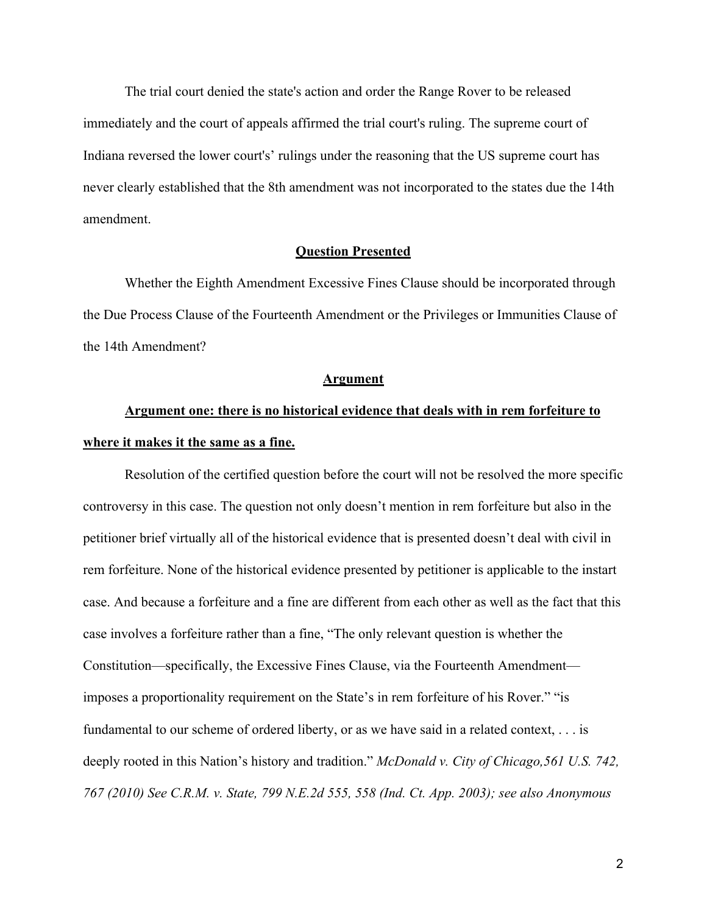The trial court denied the state's action and order the Range Rover to be released immediately and the court of appeals affirmed the trial court's ruling. The supreme court of Indiana reversed the lower court's' rulings under the reasoning that the US supreme court has never clearly established that the 8th amendment was not incorporated to the states due the 14th amendment.

## **Question Presented**

Whether the Eighth Amendment Excessive Fines Clause should be incorporated through the Due Process Clause of the Fourteenth Amendment or the Privileges or Immunities Clause of the 14th Amendment?

## **Argument**

### **Argument one: there is no historical evidence that deals with in rem forfeiture to where it makes it the same as a fine.**

Resolution of the certified question before the court will not be resolved the more specific controversy in this case. The question not only doesn't mention in rem forfeiture but also in the petitioner brief virtually all of the historical evidence that is presented doesn't deal with civil in rem forfeiture. None of the historical evidence presented by petitioner is applicable to the instart case. And because a forfeiture and a fine are different from each other as well as the fact that this case involves a forfeiture rather than a fine, "The only relevant question is whether the Constitution—specifically, the Excessive Fines Clause, via the Fourteenth Amendment—imposes a proportionality requirement on the State's in rem forfeiture of his Rover." "is fundamental to our scheme of ordered liberty, or as we have said in a related context, . . . is deeply rooted in this Nation's history and tradition." *McDonald v. City of Chicago,561 U.S. 742, 767 (2010) See C.R.M. v. State, 799 N.E.2d 555, 558 (Ind. Ct. App. 2003); see also Anonymous*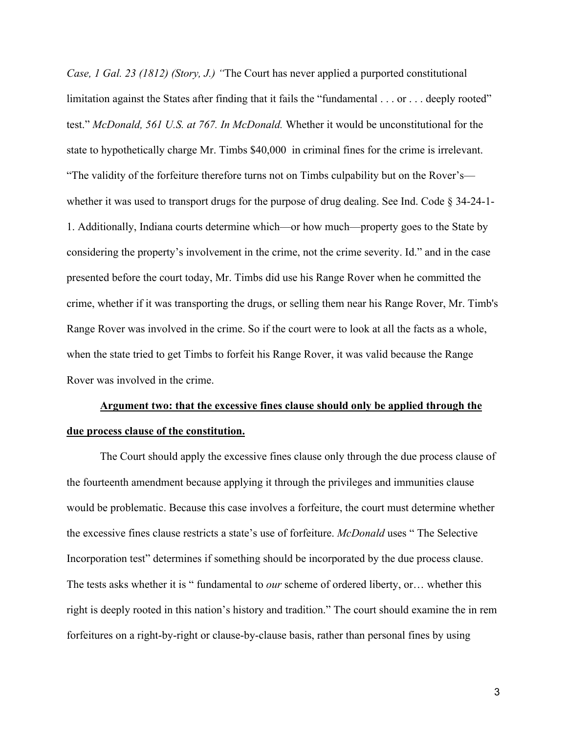*Case, 1 Gal. 23 (1812) (Story, J.) "*The Court has never applied a purported constitutional limitation against the States after finding that it fails the "fundamental . . . or . . . deeply rooted" test." *McDonald, 561 U.S. at 767. In McDonald.* Whether it would be unconstitutional for the state to hypothetically charge Mr. Timbs $40,000 in criminal fines for the crime is irrelevant. "The validity of the forfeiture therefore turns not on Timbs culpability but on the Rover's—whether it was used to transport drugs for the purpose of drug dealing. See Ind. Code § 34-24-1-1. Additionally, Indiana courts determine which—or how much—property goes to the State by considering the property's involvement in the crime, not the crime severity. Id." and in the case presented before the court today, Mr. Timbs did use his Range Rover when he committed the crime, whether if it was transporting the drugs, or selling them near his Range Rover, Mr. Timb's Range Rover was involved in the crime. So if the court were to look at all the facts as a whole, when the state tried to get Timbs to forfeit his Range Rover, it was valid because the Range Rover was involved in the crime.

**Argument two: that the excessive fines clause should only be applied through the due process clause of the constitution.**

The Court should apply the excessive fines clause only through the due process clause of the fourteenth amendment because applying it through the privileges and immunities clause would be problematic. Because this case involves a forfeiture, the court must determine whether the excessive fines clause restricts a state's use of forfeiture. *McDonald* uses " The Selective Incorporation test" determines if something should be incorporated by the due process clause. The tests asks whether it is " fundamental to *our* scheme of ordered liberty, or… whether this right is deeply rooted in this nation's history and tradition." The court should examine the in rem forfeitures on a right-by-right or clause-by-clause basis, rather than personal fines by using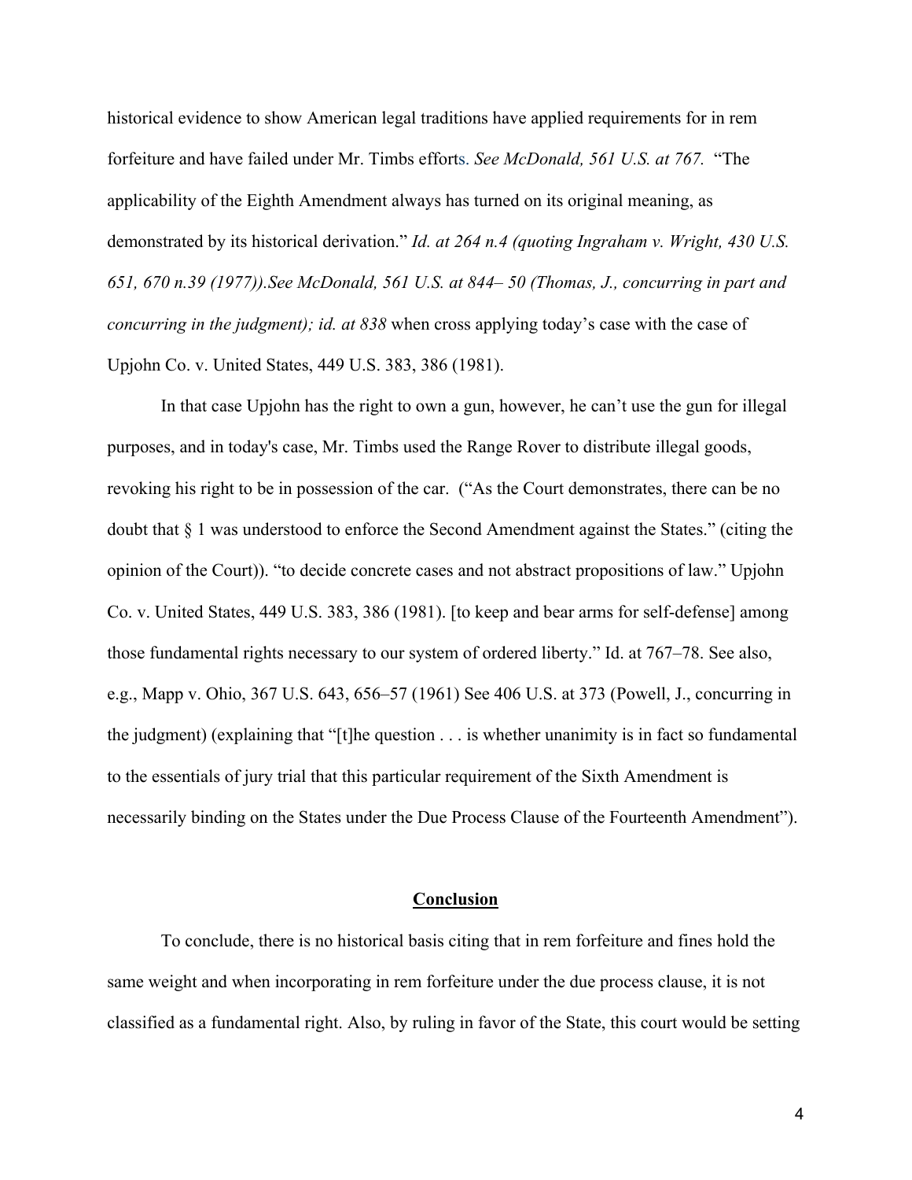historical evidence to show American legal traditions have applied requirements for in rem forfeiture and have failed under Mr. Timbs efforts. *See McDonald, 561 U.S. at 767.* "The applicability of the Eighth Amendment always has turned on its original meaning, as demonstrated by its historical derivation." *Id. at 264 n.4 (quoting Ingraham v. Wright, 430 U.S. 651, 670 n.39 (1977)).See McDonald, 561 U.S. at 844– 50 (Thomas, J., concurring in part and concurring in the judgment); id. at 838* when cross applying today's case with the case of Upjohn Co. v. United States, 449 U.S. 383, 386 (1981).

In that case Upjohn has the right to own a gun, however, he can't use the gun for illegal purposes, and in today's case, Mr. Timbs used the Range Rover to distribute illegal goods, revoking his right to be in possession of the car. ("As the Court demonstrates, there can be no doubt that § 1 was understood to enforce the Second Amendment against the States." (citing the opinion of the Court)). "to decide concrete cases and not abstract propositions of law." Upjohn Co. v. United States, 449 U.S. 383, 386 (1981). [to keep and bear arms for self-defense] among those fundamental rights necessary to our system of ordered liberty." Id. at 767–78. See also, e.g., Mapp v. Ohio, 367 U.S. 643, 656–57 (1961) See 406 U.S. at 373 (Powell, J., concurring in the judgment) (explaining that "[t]he question . . . is whether unanimity is in fact so fundamental to the essentials of jury trial that this particular requirement of the Sixth Amendment is necessarily binding on the States under the Due Process Clause of the Fourteenth Amendment").

## Conclusion

To conclude, there is no historical basis citing that in rem forfeiture and fines hold the same weight and when incorporating in rem forfeiture under the due process clause, it is not classified as a fundamental right. Also, by ruling in favor of the State, this court would be setting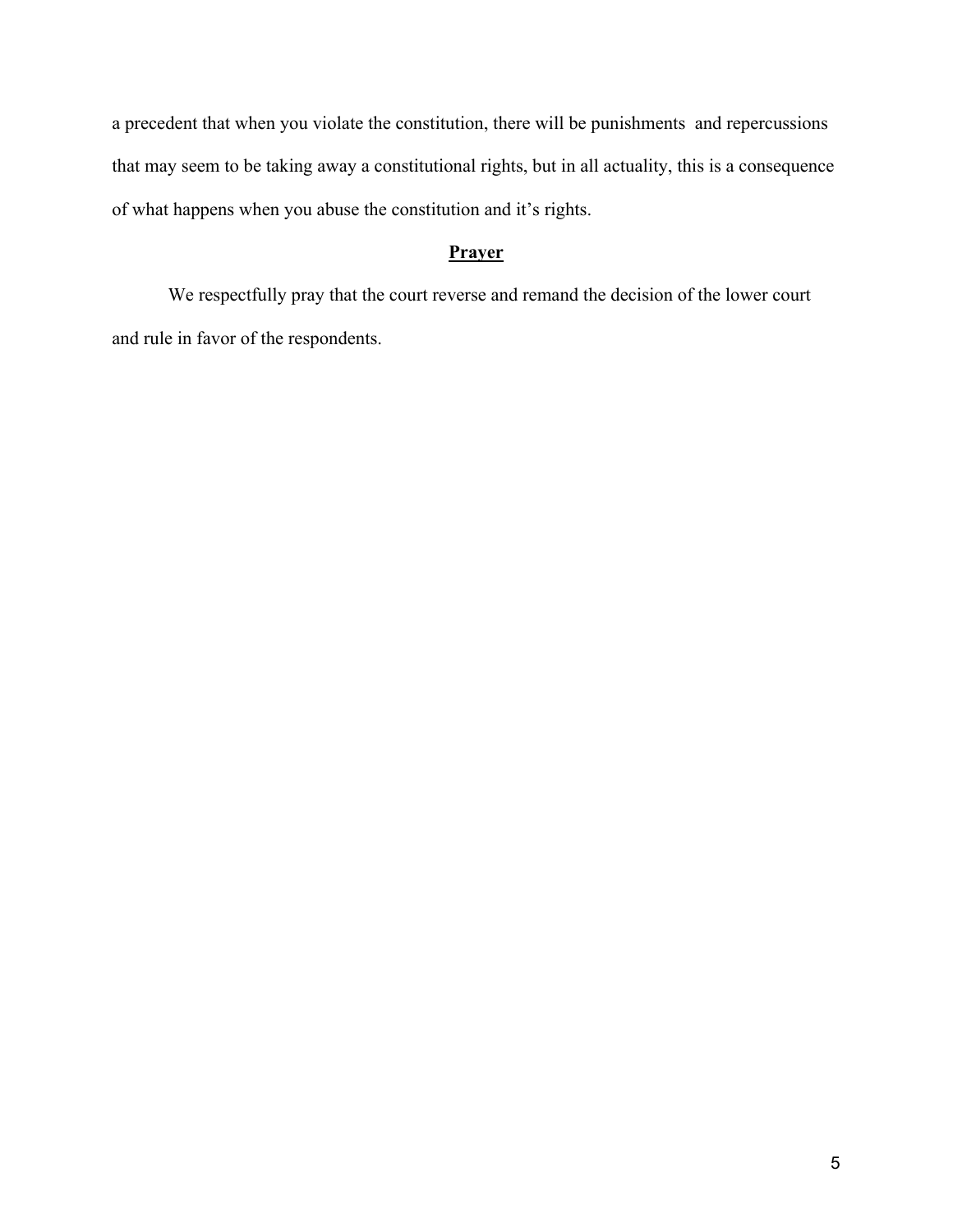a precedent that when you violate the constitution, there will be punishments and repercussions that may seem to be taking away a constitutional rights, but in all actuality, this is a consequence of what happens when you abuse the constitution and it's rights.

## **Prayer**

We respectfully pray that the court reverse and remand the decision of the lower court and rule in favor of the respondents.